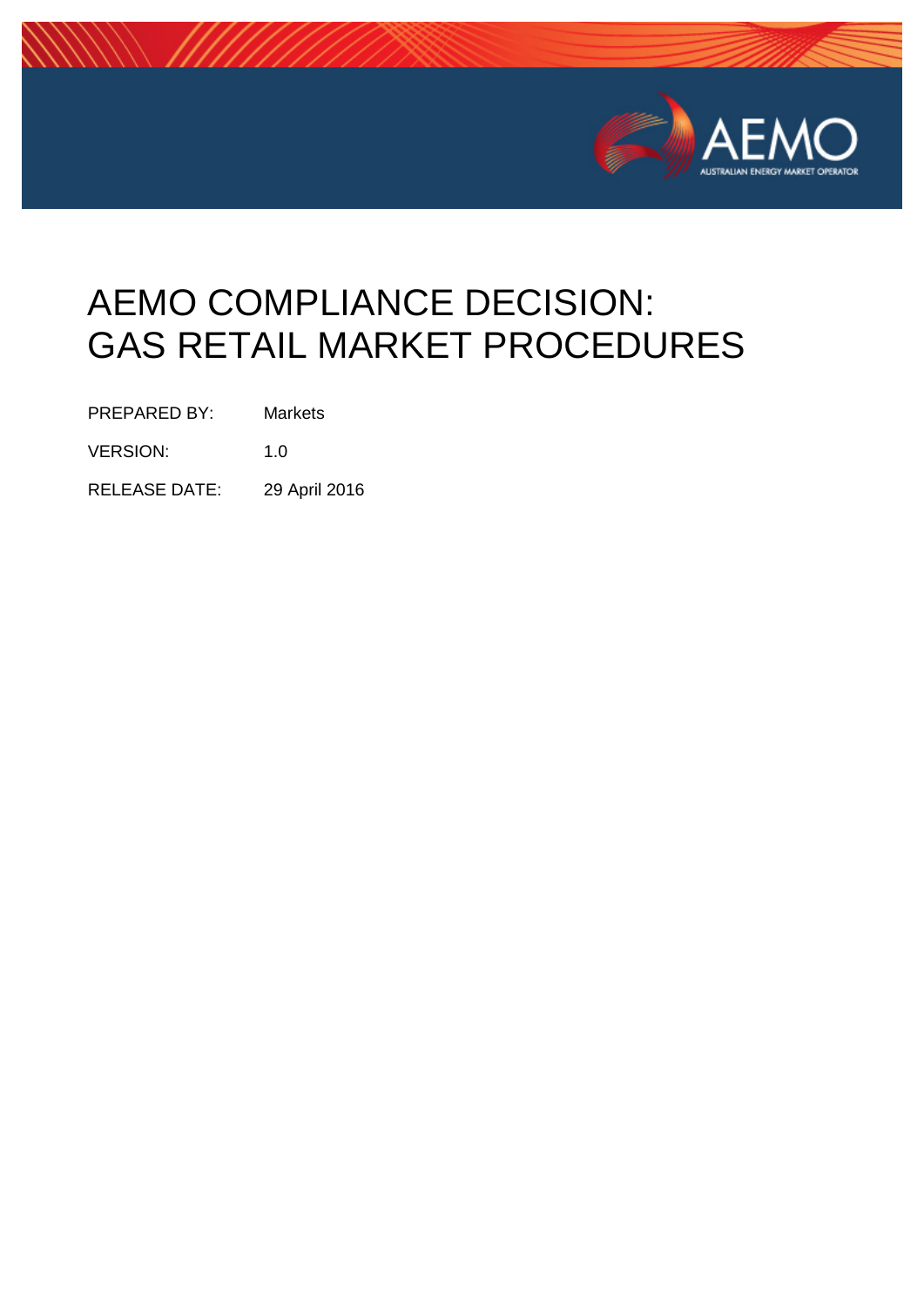# AEMO COMPLIANCE DECISION: GAS RETAIL MARKET PROCEDURES

| | |
|---|---|
| PREPARED BY: | Markets |
| VERSION: | 1.0 |
| RELEASE DATE: | 29 April 2016 |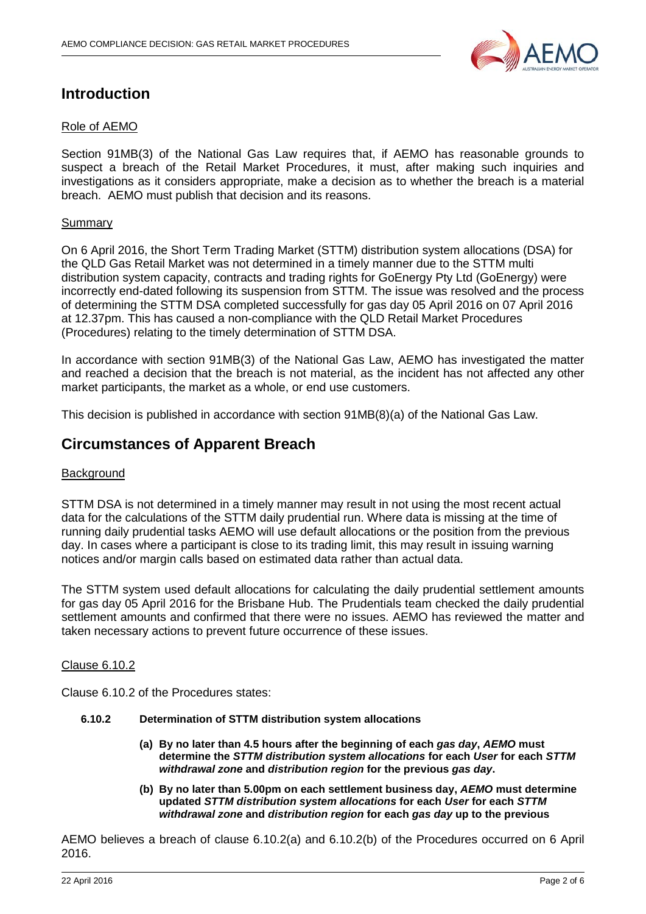# Introduction

Role of AEMO

Section 91MB(3) of the National Gas Law requires that, if AEMO has reasonable grounds to suspect a breach of the Retail Market Procedures, it must, after making such inquiries and investigations as it considers appropriate, make a decision as to whether the breach is a material breach. AEMO must publish that decision and its reasons.

Summary

On 6 April 2016, the Short Term Trading Market (STTM) distribution system allocations (DSA) for the QLD Gas Retail Market was not determined in a timely manner due to the STTM multi distribution system capacity, contracts and trading rights for GoEnergy Pty Ltd (GoEnergy) were incorrectly end-dated following its suspension from STTM. The issue was resolved and the process of determining the STTM DSA completed successfully for gas day 05 April 2016 on 07 April 2016 at 12.37pm. This has caused a non-compliance with the QLD Retail Market Procedures (Procedures) relating to the timely determination of STTM DSA.

In accordance with section 91MB(3) of the National Gas Law, AEMO has investigated the matter and reached a decision that the breach is not material, as the incident has not affected any other market participants, the market as a whole, or end use customers.

This decision is published in accordance with section 91MB(8)(a) of the National Gas Law.

# Circumstances of Apparent Breach

Background

STTM DSA is not determined in a timely manner may result in not using the most recent actual data for the calculations of the STTM daily prudential run. Where data is missing at the time of running daily prudential tasks AEMO will use default allocations or the position from the previous day. In cases where a participant is close to its trading limit, this may result in issuing warning notices and/or margin calls based on estimated data rather than actual data.

The STTM system used default allocations for calculating the daily prudential settlement amounts for gas day 05 April 2016 for the Brisbane Hub. The Prudentials team checked the daily prudential settlement amounts and confirmed that there were no issues. AEMO has reviewed the matter and taken necessary actions to prevent future occurrence of these issues.

Clause 6.10.2

Clause 6.10.2 of the Procedures states:

**6.10.2 Determination of STTM distribution system allocations**

**(a) By no later than 4.5 hours after the beginning of each *gas day*, *AEMO* must determine the *STTM distribution system allocations* for each *User* for each *STTM withdrawal zone* and *distribution region* for the previous *gas day*.**

**(b) By no later than 5.00pm on each settlement business day, *AEMO* must determine updated *STTM distribution system allocations* for each *User* for each *STTM withdrawal zone* and *distribution region* for each *gas day* up to the previous**

AEMO believes a breach of clause 6.10.2(a) and 6.10.2(b) of the Procedures occurred on 6 April 2016.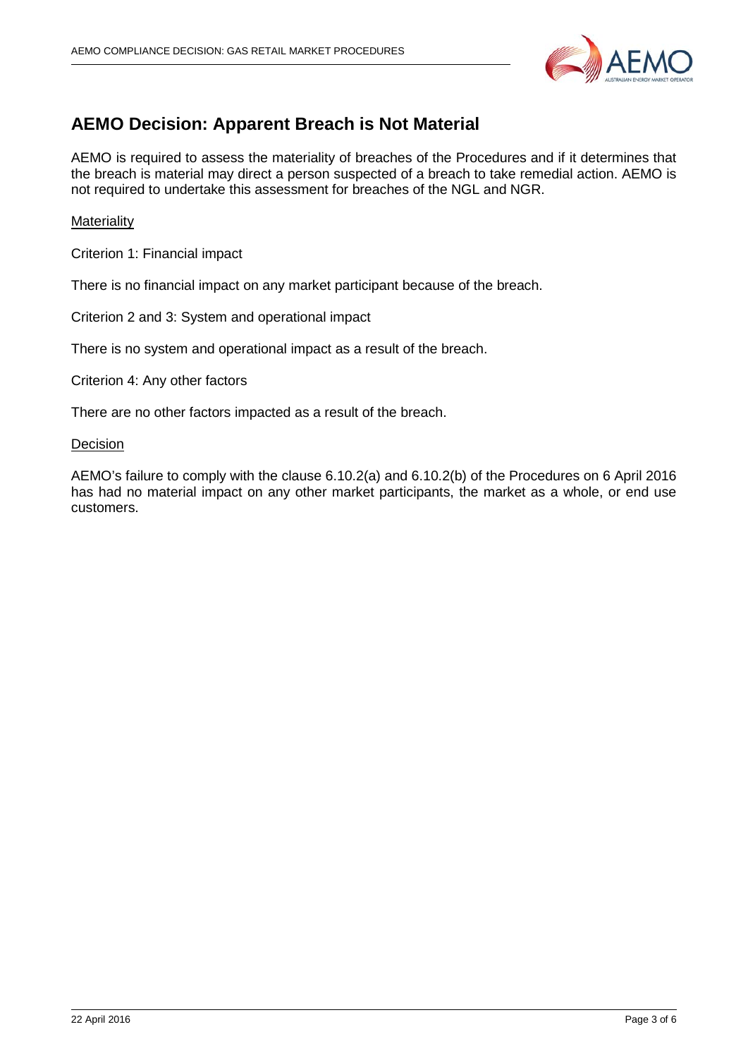## AEMO Decision: Apparent Breach is Not Material

AEMO is required to assess the materiality of breaches of the Procedures and if it determines that the breach is material may direct a person suspected of a breach to take remedial action. AEMO is not required to undertake this assessment for breaches of the NGL and NGR.

Materiality

Criterion 1: Financial impact

There is no financial impact on any market participant because of the breach.

Criterion 2 and 3: System and operational impact

There is no system and operational impact as a result of the breach.

Criterion 4: Any other factors

There are no other factors impacted as a result of the breach.

Decision

AEMO's failure to comply with the clause 6.10.2(a) and 6.10.2(b) of the Procedures on 6 April 2016 has had no material impact on any other market participants, the market as a whole, or end use customers.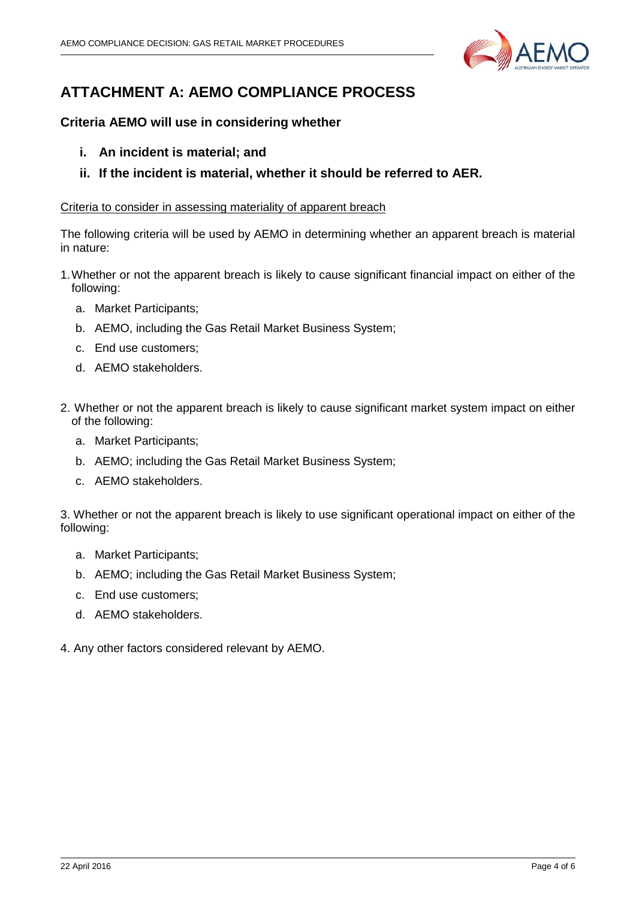# ATTACHMENT A: AEMO COMPLIANCE PROCESS

### Criteria AEMO will use in considering whether

- **i. An incident is material; and**
- **ii. If the incident is material, whether it should be referred to AER.**

<u>Criteria to consider in assessing materiality of apparent breach</u>

The following criteria will be used by AEMO in determining whether an apparent breach is material in nature:

1. Whether or not the apparent breach is likely to cause significant financial impact on either of the following:
   a. Market Participants;
   b. AEMO, including the Gas Retail Market Business System;
   c. End use customers;
   d. AEMO stakeholders.

2. Whether or not the apparent breach is likely to cause significant market system impact on either of the following:
   a. Market Participants;
   b. AEMO; including the Gas Retail Market Business System;
   c. AEMO stakeholders.

3. Whether or not the apparent breach is likely to use significant operational impact on either of the following:
   a. Market Participants;
   b. AEMO; including the Gas Retail Market Business System;
   c. End use customers;
   d. AEMO stakeholders.

4. Any other factors considered relevant by AEMO.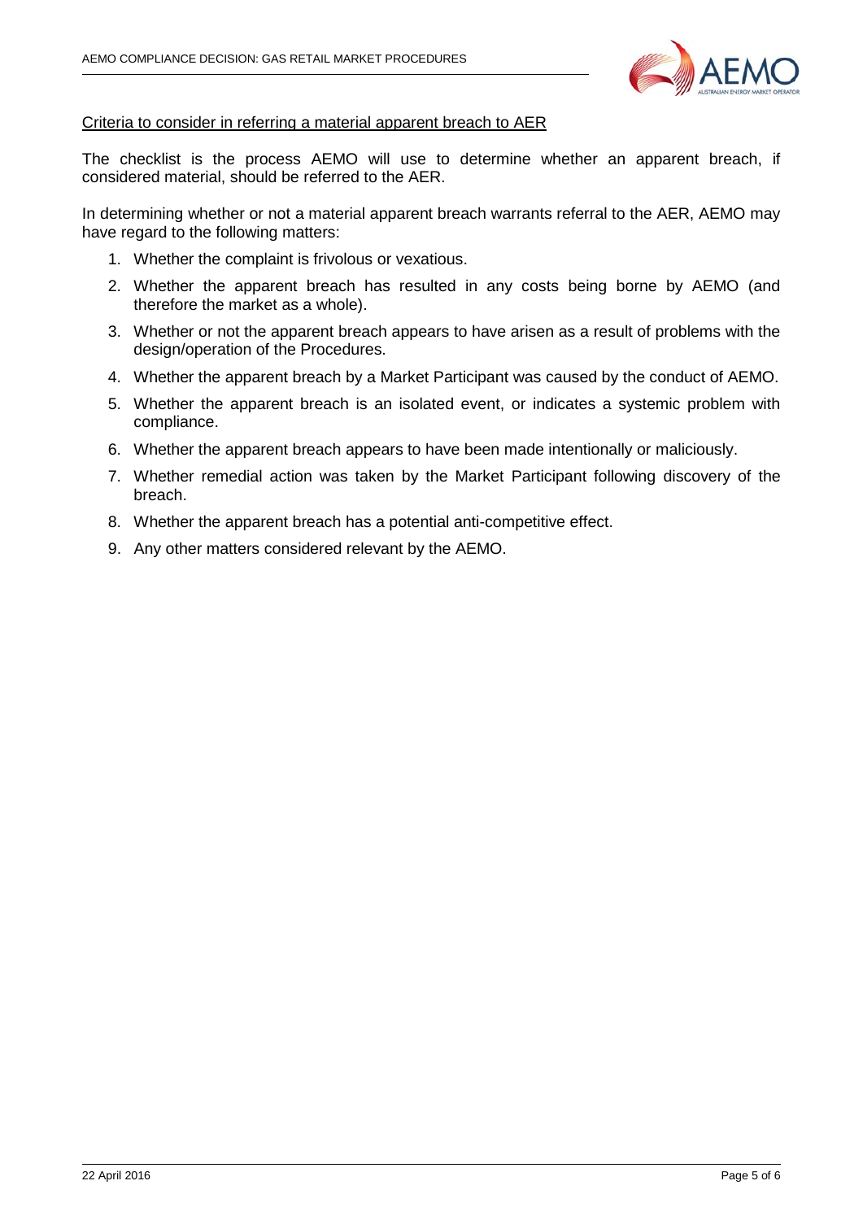Criteria to consider in referring a material apparent breach to AER

The checklist is the process AEMO will use to determine whether an apparent breach, if considered material, should be referred to the AER.

In determining whether or not a material apparent breach warrants referral to the AER, AEMO may have regard to the following matters:

1. Whether the complaint is frivolous or vexatious.
2. Whether the apparent breach has resulted in any costs being borne by AEMO (and therefore the market as a whole).
3. Whether or not the apparent breach appears to have arisen as a result of problems with the design/operation of the Procedures.
4. Whether the apparent breach by a Market Participant was caused by the conduct of AEMO.
5. Whether the apparent breach is an isolated event, or indicates a systemic problem with compliance.
6. Whether the apparent breach appears to have been made intentionally or maliciously.
7. Whether remedial action was taken by the Market Participant following discovery of the breach.
8. Whether the apparent breach has a potential anti-competitive effect.
9. Any other matters considered relevant by the AEMO.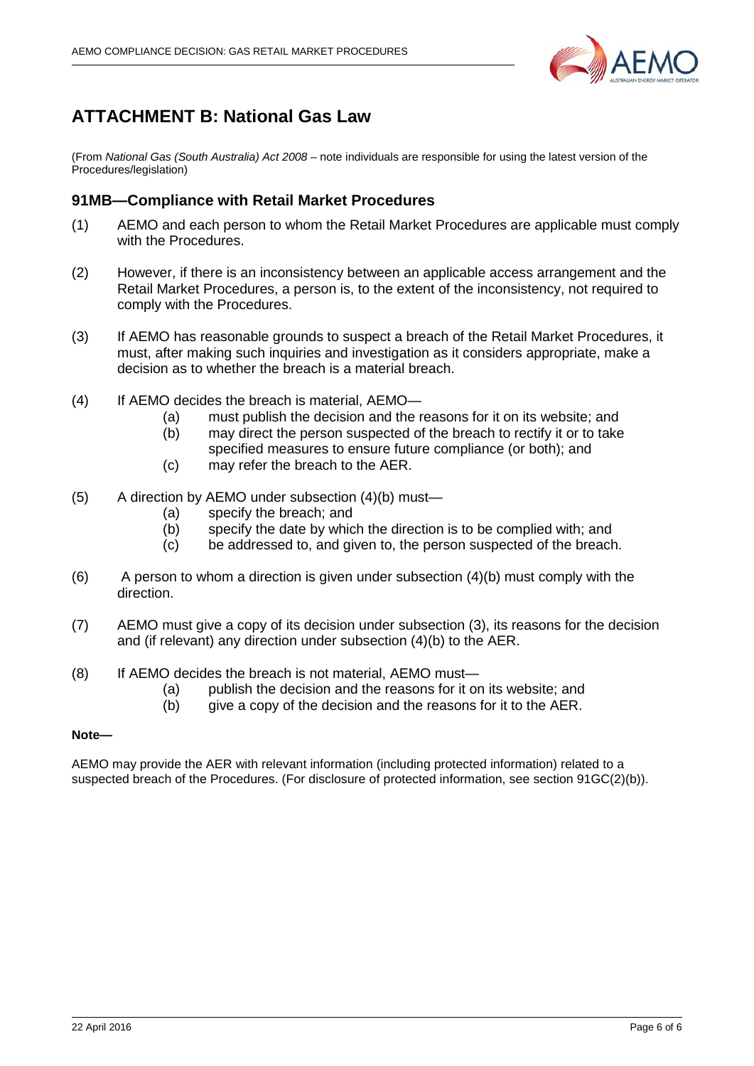# ATTACHMENT B: National Gas Law

(From *National Gas (South Australia) Act 2008* – note individuals are responsible for using the latest version of the Procedures/legislation)

## 91MB—Compliance with Retail Market Procedures

(1) AEMO and each person to whom the Retail Market Procedures are applicable must comply with the Procedures.

(2) However, if there is an inconsistency between an applicable access arrangement and the Retail Market Procedures, a person is, to the extent of the inconsistency, not required to comply with the Procedures.

(3) If AEMO has reasonable grounds to suspect a breach of the Retail Market Procedures, it must, after making such inquiries and investigation as it considers appropriate, make a decision as to whether the breach is a material breach.

(4) If AEMO decides the breach is material, AEMO—

- (a) must publish the decision and the reasons for it on its website; and
- (b) may direct the person suspected of the breach to rectify it or to take specified measures to ensure future compliance (or both); and
- (c) may refer the breach to the AER.

(5) A direction by AEMO under subsection (4)(b) must—

- (a) specify the breach; and
- (b) specify the date by which the direction is to be complied with; and
- (c) be addressed to, and given to, the person suspected of the breach.

(6) A person to whom a direction is given under subsection (4)(b) must comply with the direction.

(7) AEMO must give a copy of its decision under subsection (3), its reasons for the decision and (if relevant) any direction under subsection (4)(b) to the AER.

(8) If AEMO decides the breach is not material, AEMO must—

- (a) publish the decision and the reasons for it on its website; and
- (b) give a copy of the decision and the reasons for it to the AER.

**Note—**

AEMO may provide the AER with relevant information (including protected information) related to a suspected breach of the Procedures. (For disclosure of protected information, see section 91GC(2)(b)).